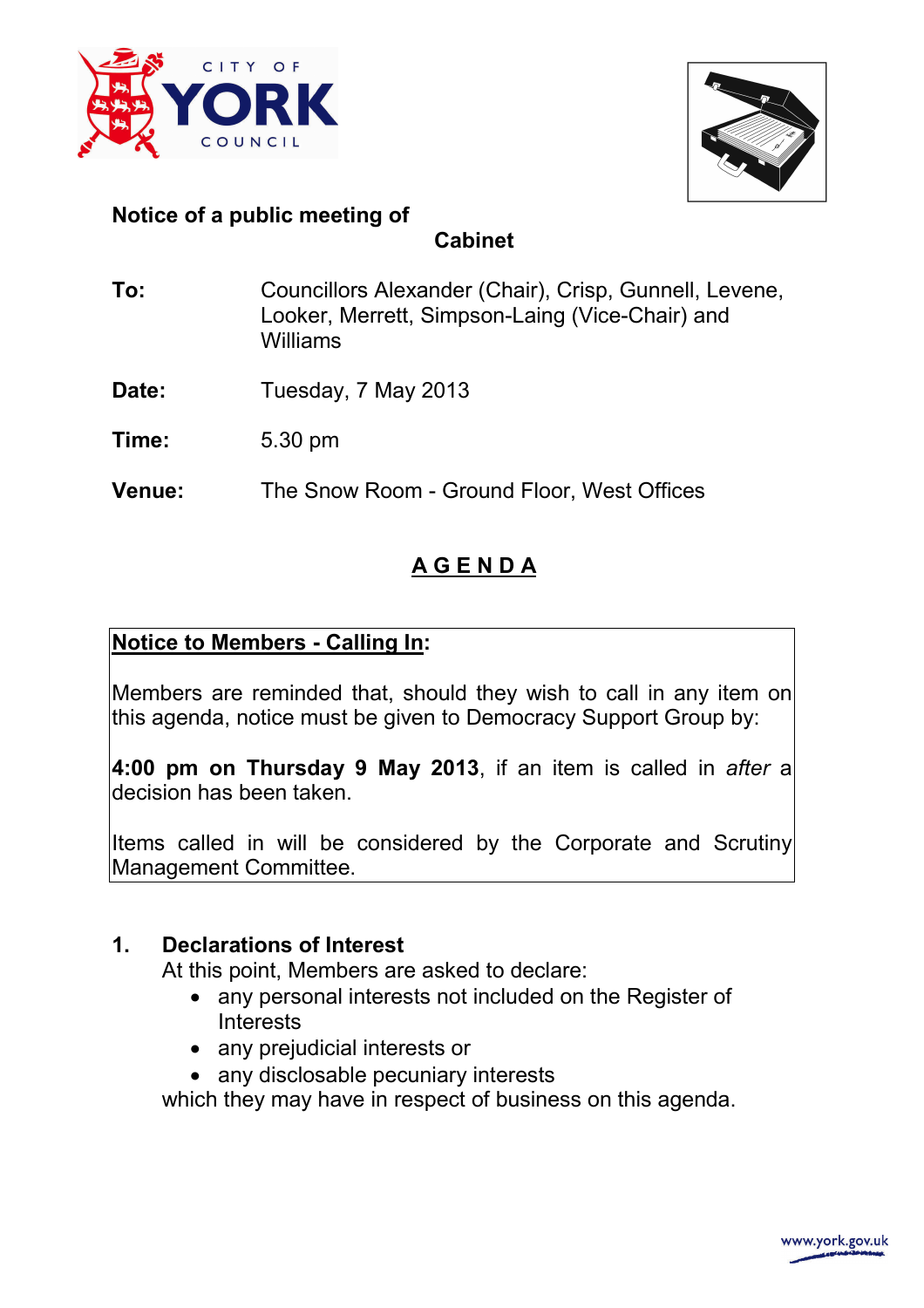**Notice of a public meeting of**

## Cabinet

**To:** Councillors Alexander (Chair), Crisp, Gunnell, Levene, Looker, Merrett, Simpson-Laing (Vice-Chair) and Williams

**Date:** Tuesday, 7 May 2013

**Time:** 5.30 pm

**Venue:** The Snow Room - Ground Floor, West Offices

# A G E N D A

**Notice to Members - Calling In:**

Members are reminded that, should they wish to call in any item on this agenda, notice must be given to Democracy Support Group by:

**4:00 pm on Thursday 9 May 2013**, if an item is called in *after* a decision has been taken.

Items called in will be considered by the Corporate and Scrutiny Management Committee.

**1. Declarations of Interest**

At this point, Members are asked to declare:

- any personal interests not included on the Register of Interests
- any prejudicial interests or
- any disclosable pecuniary interests

which they may have in respect of business on this agenda.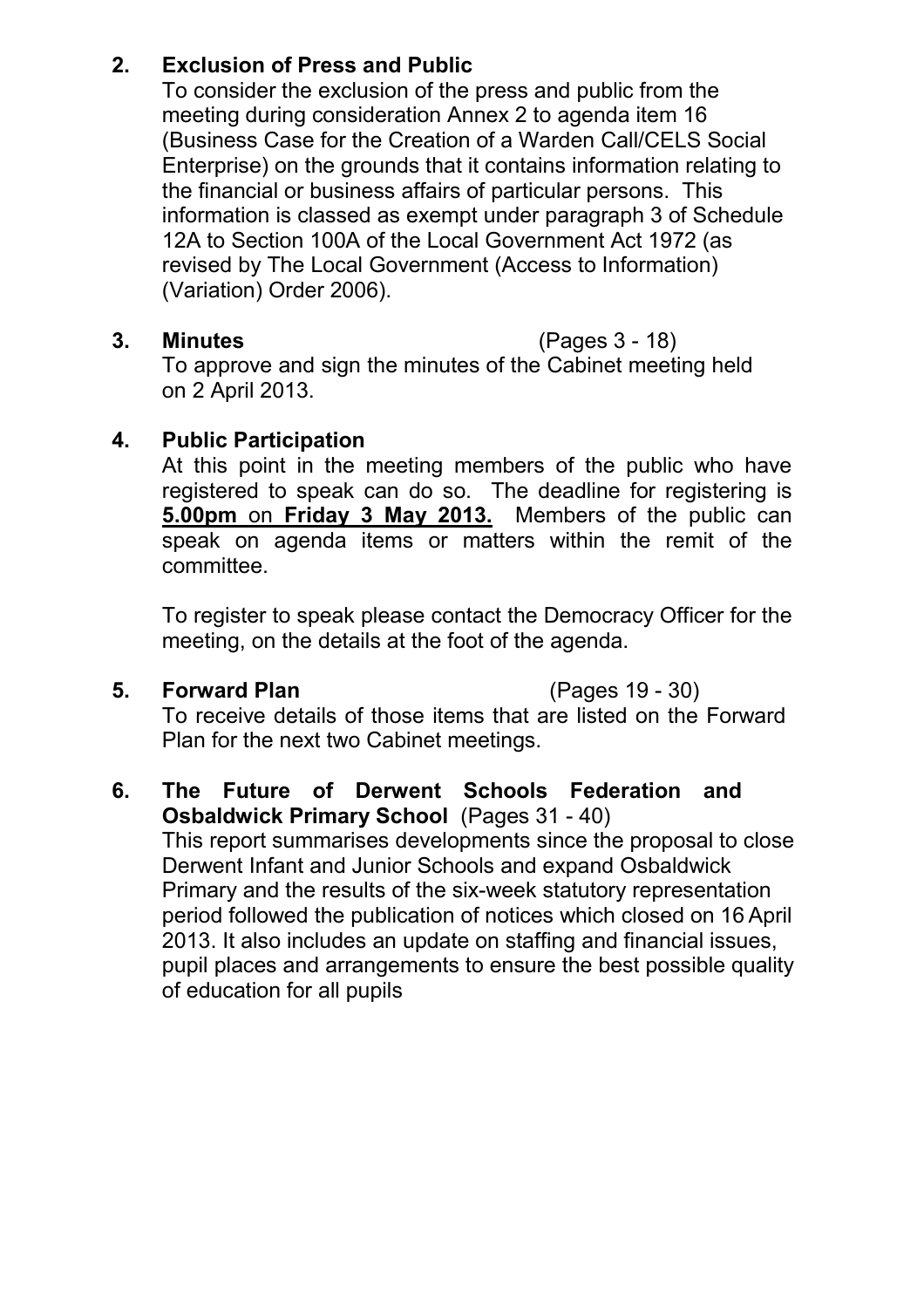**2. Exclusion of Press and Public**

To consider the exclusion of the press and public from the meeting during consideration Annex 2 to agenda item 16 (Business Case for the Creation of a Warden Call/CELS Social Enterprise) on the grounds that it contains information relating to the financial or business affairs of particular persons. This information is classed as exempt under paragraph 3 of Schedule 12A to Section 100A of the Local Government Act 1972 (as revised by The Local Government (Access to Information) (Variation) Order 2006).

**3. Minutes** (Pages 3 - 18)

To approve and sign the minutes of the Cabinet meeting held on 2 April 2013.

**4. Public Participation**

At this point in the meeting members of the public who have registered to speak can do so. The deadline for registering is **5.00pm** on **Friday 3 May 2013.** Members of the public can speak on agenda items or matters within the remit of the committee.

To register to speak please contact the Democracy Officer for the meeting, on the details at the foot of the agenda.

**5. Forward Plan** (Pages 19 - 30)

To receive details of those items that are listed on the Forward Plan for the next two Cabinet meetings.

**6. The Future of Derwent Schools Federation and Osbaldwick Primary School** (Pages 31 - 40)

This report summarises developments since the proposal to close Derwent Infant and Junior Schools and expand Osbaldwick Primary and the results of the six-week statutory representation period followed the publication of notices which closed on 16 April 2013. It also includes an update on staffing and financial issues, pupil places and arrangements to ensure the best possible quality of education for all pupils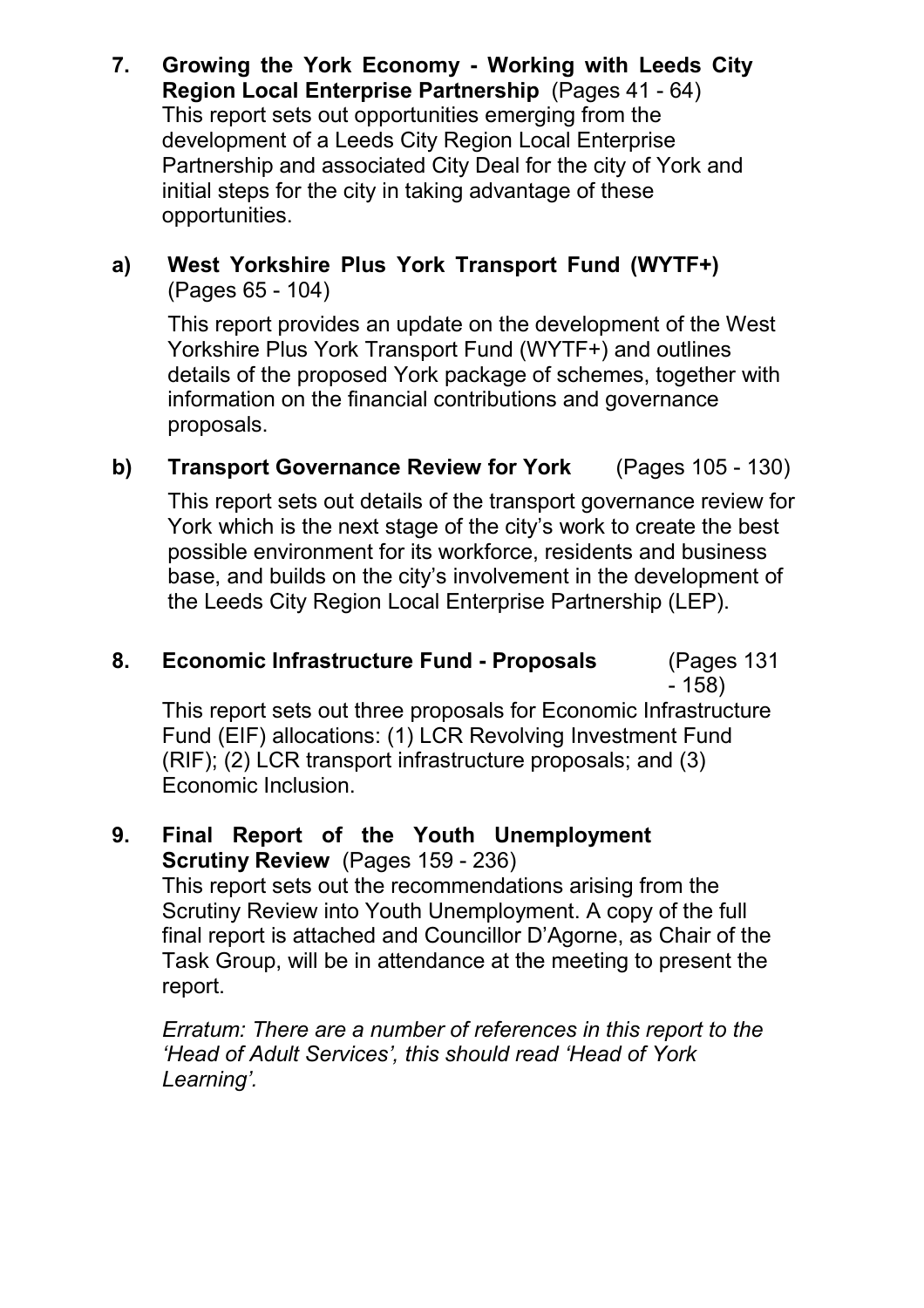**7. Growing the York Economy - Working with Leeds City Region Local Enterprise Partnership** (Pages 41 - 64)

This report sets out opportunities emerging from the development of a Leeds City Region Local Enterprise Partnership and associated City Deal for the city of York and initial steps for the city in taking advantage of these opportunities.

**a) West Yorkshire Plus York Transport Fund (WYTF+)** (Pages 65 - 104)

This report provides an update on the development of the West Yorkshire Plus York Transport Fund (WYTF+) and outlines details of the proposed York package of schemes, together with information on the financial contributions and governance proposals.

**b) Transport Governance Review for York** (Pages 105 - 130)

This report sets out details of the transport governance review for York which is the next stage of the city's work to create the best possible environment for its workforce, residents and business base, and builds on the city's involvement in the development of the Leeds City Region Local Enterprise Partnership (LEP).

**8. Economic Infrastructure Fund - Proposals** (Pages 131 - 158)

This report sets out three proposals for Economic Infrastructure Fund (EIF) allocations: (1) LCR Revolving Investment Fund (RIF); (2) LCR transport infrastructure proposals; and (3) Economic Inclusion.

**9. Final Report of the Youth Unemployment Scrutiny Review** (Pages 159 - 236)

This report sets out the recommendations arising from the Scrutiny Review into Youth Unemployment. A copy of the full final report is attached and Councillor D'Agorne, as Chair of the Task Group, will be in attendance at the meeting to present the report.

*Erratum: There are a number of references in this report to the 'Head of Adult Services', this should read 'Head of York Learning'.*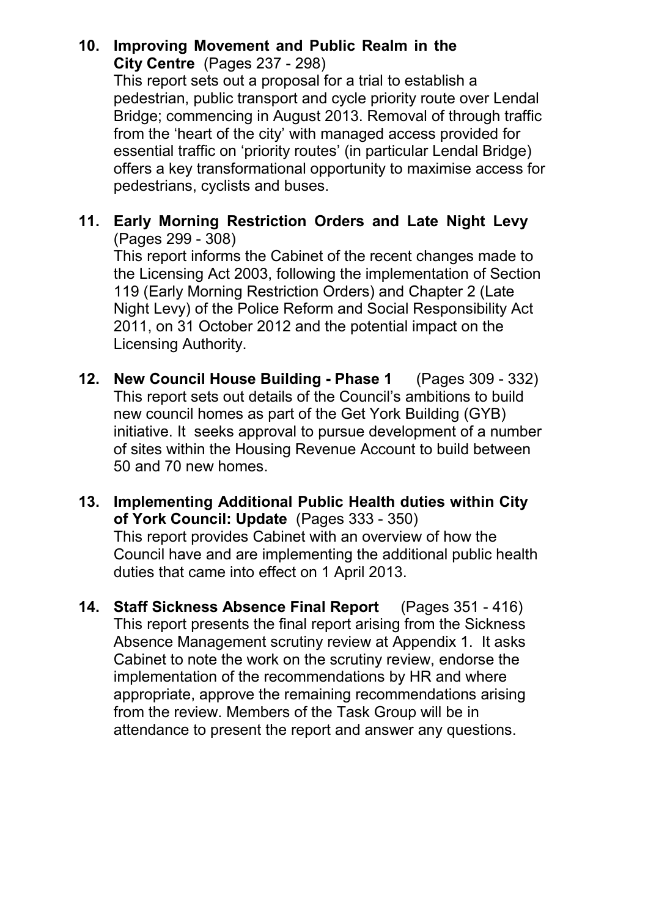**10. Improving Movement and Public Realm in the City Centre** (Pages 237 - 298)

This report sets out a proposal for a trial to establish a pedestrian, public transport and cycle priority route over Lendal Bridge; commencing in August 2013. Removal of through traffic from the 'heart of the city' with managed access provided for essential traffic on 'priority routes' (in particular Lendal Bridge) offers a key transformational opportunity to maximise access for pedestrians, cyclists and buses.

**11. Early Morning Restriction Orders and Late Night Levy** (Pages 299 - 308)

This report informs the Cabinet of the recent changes made to the Licensing Act 2003, following the implementation of Section 119 (Early Morning Restriction Orders) and Chapter 2 (Late Night Levy) of the Police Reform and Social Responsibility Act 2011, on 31 October 2012 and the potential impact on the Licensing Authority.

**12. New Council House Building - Phase 1** (Pages 309 - 332)

This report sets out details of the Council's ambitions to build new council homes as part of the Get York Building (GYB) initiative. It seeks approval to pursue development of a number of sites within the Housing Revenue Account to build between 50 and 70 new homes.

**13. Implementing Additional Public Health duties within City of York Council: Update** (Pages 333 - 350)

This report provides Cabinet with an overview of how the Council have and are implementing the additional public health duties that came into effect on 1 April 2013.

**14. Staff Sickness Absence Final Report** (Pages 351 - 416)

This report presents the final report arising from the Sickness Absence Management scrutiny review at Appendix 1. It asks Cabinet to note the work on the scrutiny review, endorse the implementation of the recommendations by HR and where appropriate, approve the remaining recommendations arising from the review. Members of the Task Group will be in attendance to present the report and answer any questions.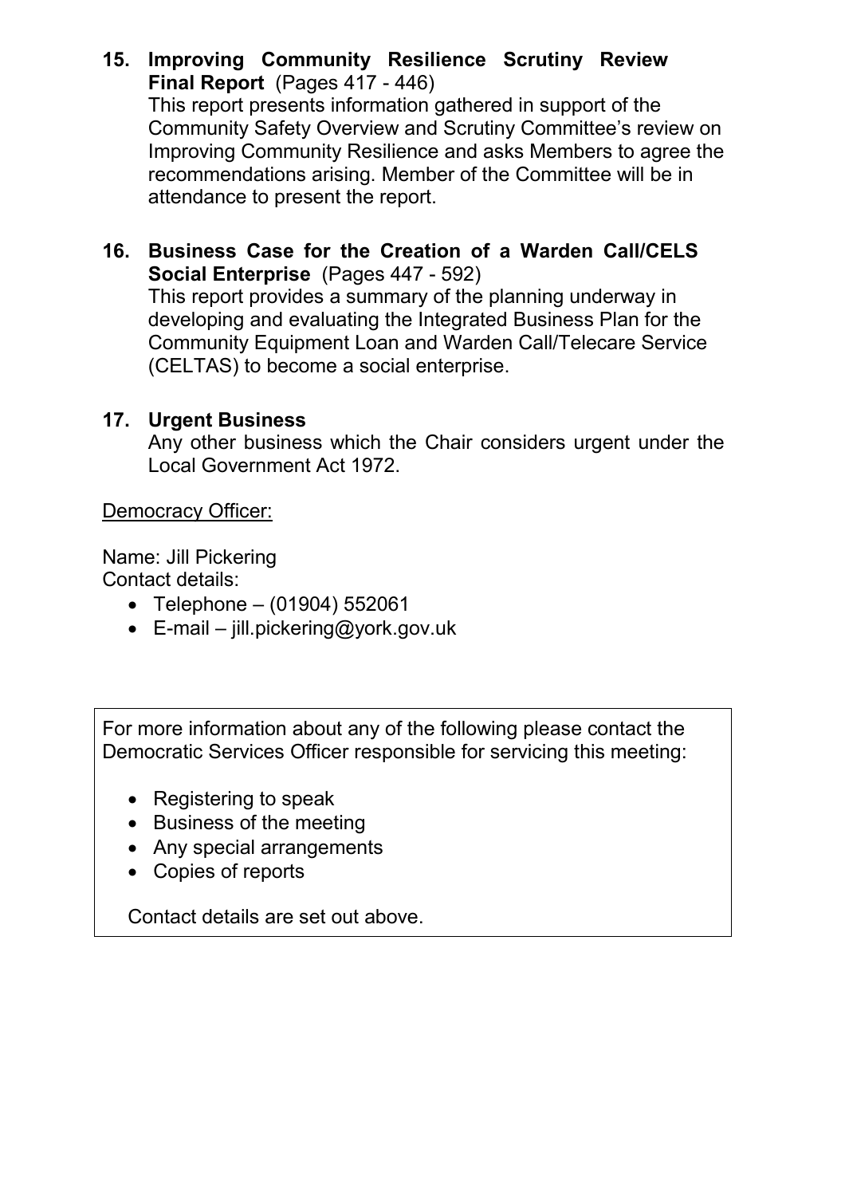**15. Improving Community Resilience Scrutiny Review Final Report** (Pages 417 - 446)

This report presents information gathered in support of the Community Safety Overview and Scrutiny Committee's review on Improving Community Resilience and asks Members to agree the recommendations arising. Member of the Committee will be in attendance to present the report.

**16. Business Case for the Creation of a Warden Call/CELS Social Enterprise** (Pages 447 - 592)

This report provides a summary of the planning underway in developing and evaluating the Integrated Business Plan for the Community Equipment Loan and Warden Call/Telecare Service (CELTAS) to become a social enterprise.

**17. Urgent Business**

Any other business which the Chair considers urgent under the Local Government Act 1972.

<u>Democracy Officer:</u>

Name: Jill Pickering
Contact details:

- Telephone – (01904) 552061
- E-mail – jill.pickering@york.gov.uk

For more information about any of the following please contact the Democratic Services Officer responsible for servicing this meeting:

- Registering to speak
- Business of the meeting
- Any special arrangements
- Copies of reports

Contact details are set out above.